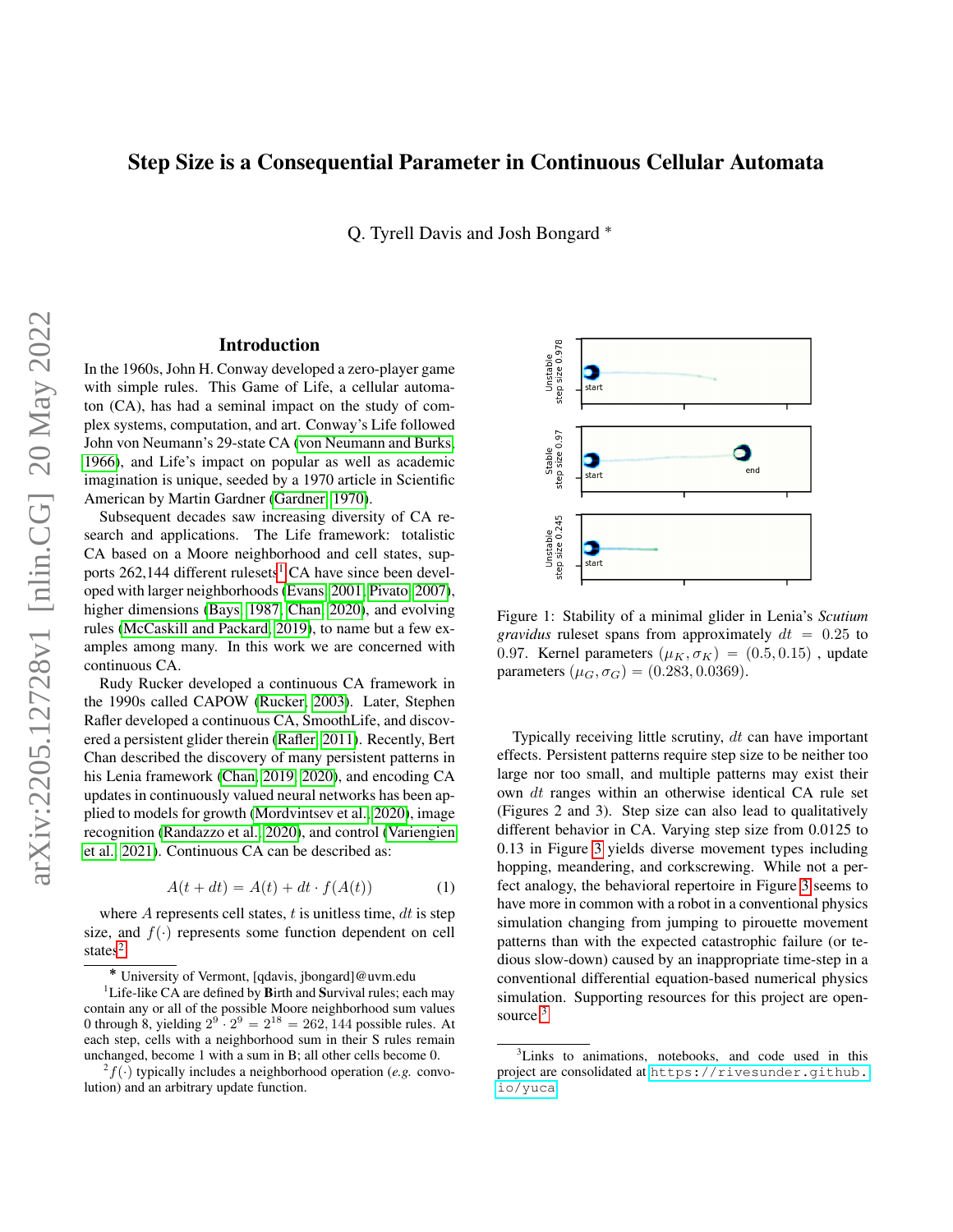# Step Size is a Consequential Parameter in Continuous Cellular Automata

Q. Tyrell Davis and Josh Bongard *

## Introduction

In the 1960s, John H. Conway developed a zero-player game with simple rules. This Game of Life, a cellular automaton (CA), has had a seminal impact on the study of complex systems, computation, and art. Conway's Life followed John von Neumann's 29-state CA (von Neumann and Burks, 1966), and Life's impact on popular as well as academic imagination is unique, seeded by a 1970 article in Scientific American by Martin Gardner (Gardner, 1970).

Subsequent decades saw increasing diversity of CA research and applications. The Life framework: totalistic CA based on a Moore neighborhood and cell states, supports 262,144 different rulesets[1] CA have since been developed with larger neighborhoods (Evans, 2001; Pivato, 2007), higher dimensions (Bays, 1987; Chan, 2020), and evolving rules (McCaskill and Packard, 2019), to name but a few examples among many. In this work we are concerned with continuous CA.

Rudy Rucker developed a continuous CA framework in the 1990s called CAPOW (Rucker, 2003). Later, Stephen Rafler developed a continuous CA, SmoothLife, and discovered a persistent glider therein (Rafler, 2011). Recently, Bert Chan described the discovery of many persistent patterns in his Lenia framework (Chan, 2019, 2020), and encoding CA updates in continuously valued neural networks has been applied to models for growth (Mordvintsev et al., 2020), image recognition (Randazzo et al., 2020), and control (Variengien et al., 2021). Continuous CA can be described as:

$$A(t + dt) = A(t) + dt \cdot f(A(t)) \tag{1}$$

where $A$ represents cell states, $t$ is unitless time, $dt$ is step size, and $f(\cdot)$ represents some function dependent on cell states[2].

Figure 1: Stability of a minimal glider in Lenia's *Scutium gravidus* ruleset spans from approximately $dt = 0.25$ to $0.97$. Kernel parameters $(\mu_K, \sigma_K) = (0.5, 0.15)$, update parameters $(\mu_G, \sigma_G) = (0.283, 0.0369)$.

Typically receiving little scrutiny, $dt$ can have important effects. Persistent patterns require step size to be neither too large nor too small, and multiple patterns may exist their own $dt$ ranges within an otherwise identical CA rule set (Figures 2 and 3). Step size can also lead to qualitatively different behavior in CA. Varying step size from 0.0125 to 0.13 in Figure 3 yields diverse movement types including hopping, meandering, and corkscrewing. While not a perfect analogy, the behavioral repertoire in Figure 3 seems to have more in common with a robot in a conventional physics simulation changing from jumping to pirouette movement patterns than with the expected catastrophic failure (or tedious slow-down) caused by an inappropriate time-step in a conventional differential equation-based numerical physics simulation. Supporting resources for this project are open-source[3].

---

* University of Vermont, [qdavis, jbongard]@uvm.edu

[1] Life-like CA are defined by **B**irth and **S**urvival rules; each may contain any or all of the possible Moore neighborhood sum values 0 through 8, yielding $2^9 \cdot 2^9 = 2^{18} = 262,144$ possible rules. At each step, cells with a neighborhood sum in their S rules remain unchanged, become 1 with a sum in B; all other cells become 0.

[2] $f(\cdot)$ typically includes a neighborhood operation (*e.g.* convolution) and an arbitrary update function.

[3] Links to animations, notebooks, and code used in this project are consolidated at `https://rivesunder.github.io/yuca`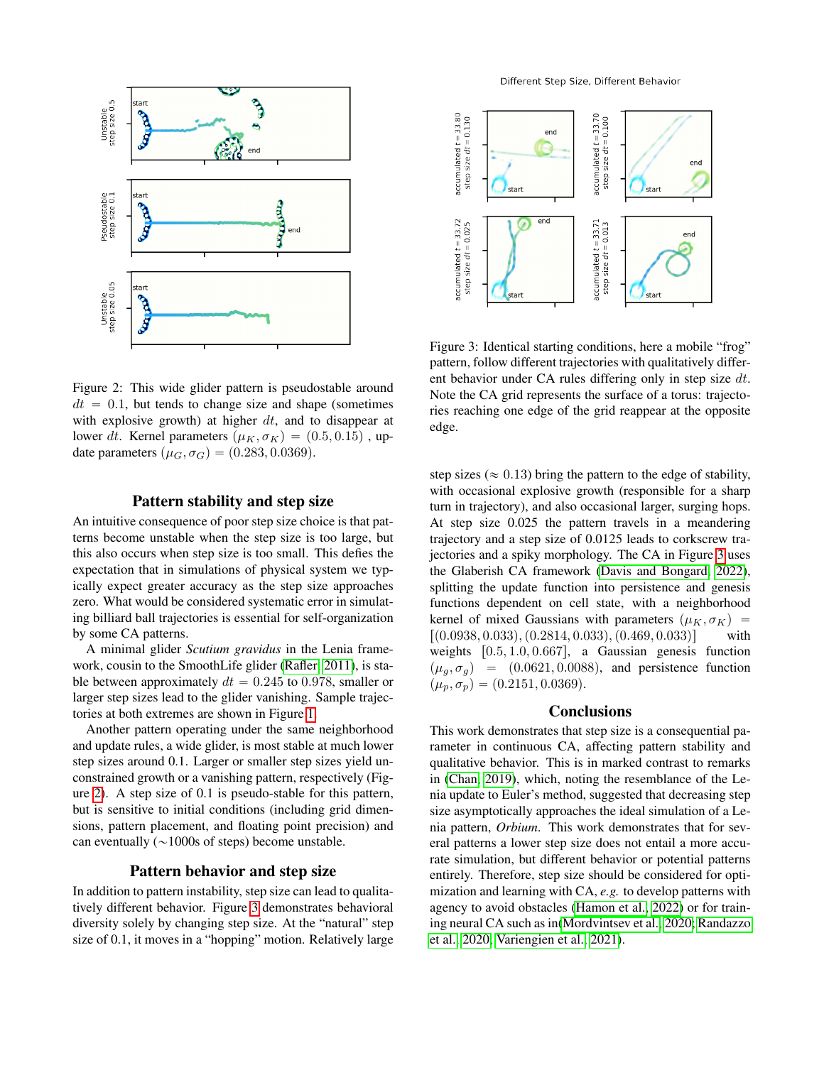Figure 2: This wide glider pattern is pseudostable around $dt = 0.1$, but tends to change size and shape (sometimes with explosive growth) at higher $dt$, and to disappear at lower $dt$. Kernel parameters $(\mu_K, \sigma_K) = (0.5, 0.15)$, update parameters $(\mu_G, \sigma_G) = (0.283, 0.0369)$.

## Pattern stability and step size

An intuitive consequence of poor step size choice is that patterns become unstable when the step size is too large, but this also occurs when step size is too small. This defies the expectation that in simulations of physical system we typically expect greater accuracy as the step size approaches zero. What would be considered systematic error in simulating billiard ball trajectories is essential for self-organization by some CA patterns.

A minimal glider *Scutium gravidus* in the Lenia framework, cousin to the SmoothLife glider (Rafler, 2011), is stable between approximately $dt = 0.245$ to $0.978$, smaller or larger step sizes lead to the glider vanishing. Sample trajectories at both extremes are shown in Figure 1.

Another pattern operating under the same neighborhood and update rules, a wide glider, is most stable at much lower step sizes around 0.1. Larger or smaller step sizes yield unconstrained growth or a vanishing pattern, respectively (Figure 2). A step size of 0.1 is pseudo-stable for this pattern, but is sensitive to initial conditions (including grid dimensions, pattern placement, and floating point precision) and can eventually ($\sim$1000s of steps) become unstable.

## Pattern behavior and step size

In addition to pattern instability, step size can lead to qualitatively different behavior. Figure 3 demonstrates behavioral diversity solely by changing step size. At the "natural" step size of 0.1, it moves in a "hopping" motion. Relatively large step sizes ($\approx 0.13$) bring the pattern to the edge of stability, with occasional explosive growth (responsible for a sharp turn in trajectory), and also occasional larger, surging hops. At step size 0.025 the pattern travels in a meandering trajectory and a step size of 0.0125 leads to corkscrew trajectories and a spiky morphology. The CA in Figure 3 uses the Glaberish CA framework (Davis and Bongard, 2022), splitting the update function into persistence and genesis functions dependent on cell state, with a neighborhood kernel of mixed Gaussians with parameters $(\mu_K, \sigma_K) = [(0.0938, 0.033), (0.2814, 0.033), (0.469, 0.033)]$ with weights $[0.5, 1.0, 0.667]$, a Gaussian genesis function $(\mu_g, \sigma_g) = (0.0621, 0.0088)$, and persistence function $(\mu_p, \sigma_p) = (0.2151, 0.0369)$.

Figure 3: Identical starting conditions, here a mobile "frog" pattern, follow different trajectories with qualitatively different behavior under CA rules differing only in step size $dt$. Note the CA grid represents the surface of a torus: trajectories reaching one edge of the grid reappear at the opposite edge.

## Conclusions

This work demonstrates that step size is a consequential parameter in continuous CA, affecting pattern stability and qualitative behavior. This is in marked contrast to remarks in (Chan, 2019), which, noting the resemblance of the Lenia update to Euler's method, suggested that decreasing step size asymptotically approaches the ideal simulation of a Lenia pattern, *Orbium*. This work demonstrates that for several patterns a lower step size does not entail a more accurate simulation, but different behavior or potential patterns entirely. Therefore, step size should be considered for optimization and learning with CA, *e.g.* to develop patterns with agency to avoid obstacles (Hamon et al., 2022) or for training neural CA such as in(Mordvintsev et al., 2020; Randazzo et al., 2020; Variengien et al., 2021).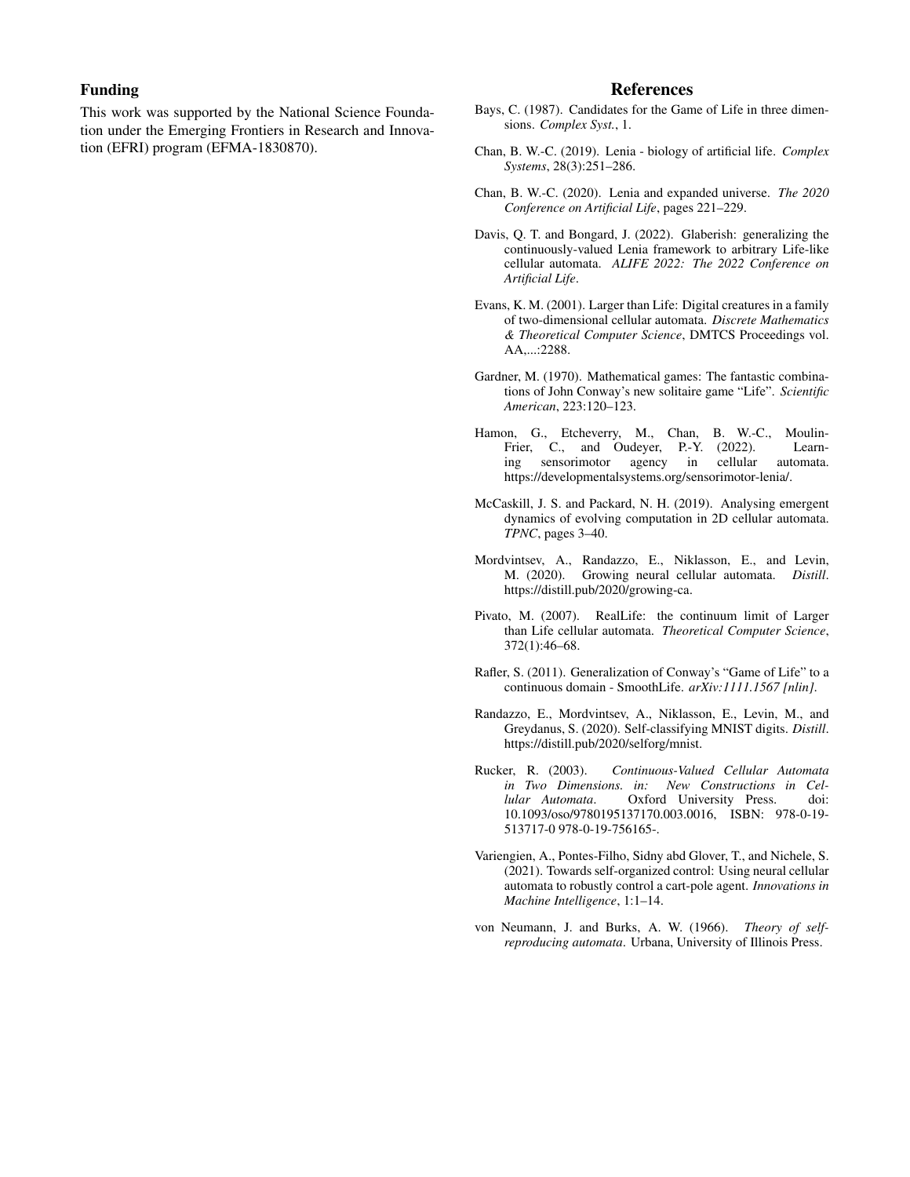## Funding

This work was supported by the National Science Foundation under the Emerging Frontiers in Research and Innovation (EFRI) program (EFMA-1830870).

## References

Bays, C. (1987). Candidates for the Game of Life in three dimensions. *Complex Syst.*, 1.

Chan, B. W.-C. (2019). Lenia - biology of artificial life. *Complex Systems*, 28(3):251–286.

Chan, B. W.-C. (2020). Lenia and expanded universe. *The 2020 Conference on Artificial Life*, pages 221–229.

Davis, Q. T. and Bongard, J. (2022). Glaberish: generalizing the continuously-valued Lenia framework to arbitrary Life-like cellular automata. *ALIFE 2022: The 2022 Conference on Artificial Life*.

Evans, K. M. (2001). Larger than Life: Digital creatures in a family of two-dimensional cellular automata. *Discrete Mathematics & Theoretical Computer Science*, DMTCS Proceedings vol. AA,...:2288.

Gardner, M. (1970). Mathematical games: The fantastic combinations of John Conway's new solitaire game "Life". *Scientific American*, 223:120–123.

Hamon, G., Etcheverry, M., Chan, B. W.-C., Moulin-Frier, C., and Oudeyer, P.-Y. (2022). Learning sensorimotor agency in cellular automata. https://developmentalsystems.org/sensorimotor-lenia/.

McCaskill, J. S. and Packard, N. H. (2019). Analysing emergent dynamics of evolving computation in 2D cellular automata. *TPNC*, pages 3–40.

Mordvintsev, A., Randazzo, E., Niklasson, E., and Levin, M. (2020). Growing neural cellular automata. *Distill*. https://distill.pub/2020/growing-ca.

Pivato, M. (2007). RealLife: the continuum limit of Larger than Life cellular automata. *Theoretical Computer Science*, 372(1):46–68.

Rafler, S. (2011). Generalization of Conway's "Game of Life" to a continuous domain - SmoothLife. *arXiv:1111.1567 [nlin]*.

Randazzo, E., Mordvintsev, A., Niklasson, E., Levin, M., and Greydanus, S. (2020). Self-classifying MNIST digits. *Distill*. https://distill.pub/2020/selforg/mnist.

Rucker, R. (2003). *Continuous-Valued Cellular Automata in Two Dimensions. in: New Constructions in Cellular Automata*. Oxford University Press. doi: 10.1093/oso/9780195137170.003.0016, ISBN: 978-0-19-513717-0 978-0-19-756165-.

Variengien, A., Pontes-Filho, Sidny abd Glover, T., and Nichele, S. (2021). Towards self-organized control: Using neural cellular automata to robustly control a cart-pole agent. *Innovations in Machine Intelligence*, 1:1–14.

von Neumann, J. and Burks, A. W. (1966). *Theory of self-reproducing automata*. Urbana, University of Illinois Press.